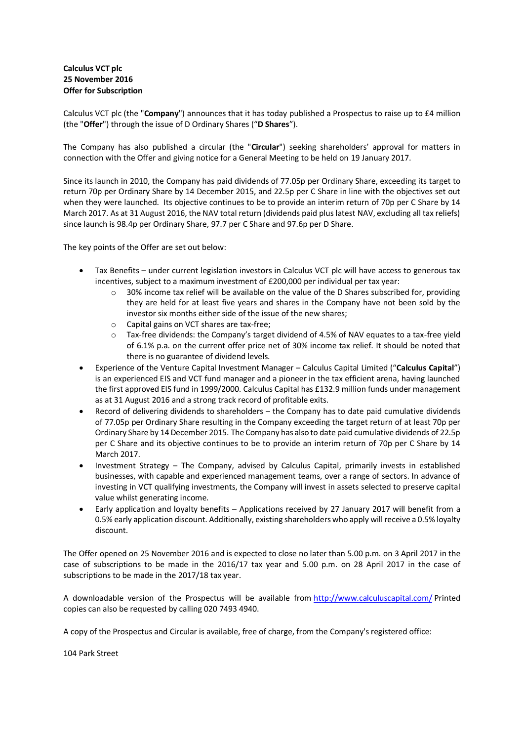**Calculus VCT plc**
**25 November 2016**
**Offer for Subscription**

Calculus VCT plc (the "**Company**") announces that it has today published a Prospectus to raise up to £4 million (the "**Offer**") through the issue of D Ordinary Shares ("**D Shares**").

The Company has also published a circular (the "**Circular**") seeking shareholders' approval for matters in connection with the Offer and giving notice for a General Meeting to be held on 19 January 2017.

Since its launch in 2010, the Company has paid dividends of 77.05p per Ordinary Share, exceeding its target to return 70p per Ordinary Share by 14 December 2015, and 22.5p per C Share in line with the objectives set out when they were launched. Its objective continues to be to provide an interim return of 70p per C Share by 14 March 2017. As at 31 August 2016, the NAV total return (dividends paid plus latest NAV, excluding all tax reliefs) since launch is 98.4p per Ordinary Share, 97.7 per C Share and 97.6p per D Share.

The key points of the Offer are set out below:

- Tax Benefits – under current legislation investors in Calculus VCT plc will have access to generous tax incentives, subject to a maximum investment of £200,000 per individual per tax year:
  - 30% income tax relief will be available on the value of the D Shares subscribed for, providing they are held for at least five years and shares in the Company have not been sold by the investor six months either side of the issue of the new shares;
  - Capital gains on VCT shares are tax-free;
  - Tax-free dividends: the Company's target dividend of 4.5% of NAV equates to a tax-free yield of 6.1% p.a. on the current offer price net of 30% income tax relief. It should be noted that there is no guarantee of dividend levels.
- Experience of the Venture Capital Investment Manager – Calculus Capital Limited ("**Calculus Capital**") is an experienced EIS and VCT fund manager and a pioneer in the tax efficient arena, having launched the first approved EIS fund in 1999/2000. Calculus Capital has £132.9 million funds under management as at 31 August 2016 and a strong track record of profitable exits.
- Record of delivering dividends to shareholders – the Company has to date paid cumulative dividends of 77.05p per Ordinary Share resulting in the Company exceeding the target return of at least 70p per Ordinary Share by 14 December 2015. The Company has also to date paid cumulative dividends of 22.5p per C Share and its objective continues to be to provide an interim return of 70p per C Share by 14 March 2017.
- Investment Strategy – The Company, advised by Calculus Capital, primarily invests in established businesses, with capable and experienced management teams, over a range of sectors. In advance of investing in VCT qualifying investments, the Company will invest in assets selected to preserve capital value whilst generating income.
- Early application and loyalty benefits – Applications received by 27 January 2017 will benefit from a 0.5% early application discount. Additionally, existing shareholders who apply will receive a 0.5% loyalty discount.

The Offer opened on 25 November 2016 and is expected to close no later than 5.00 p.m. on 3 April 2017 in the case of subscriptions to be made in the 2016/17 tax year and 5.00 p.m. on 28 April 2017 in the case of subscriptions to be made in the 2017/18 tax year.

A downloadable version of the Prospectus will be available from http://www.calculuscapital.com/ Printed copies can also be requested by calling 020 7493 4940.

A copy of the Prospectus and Circular is available, free of charge, from the Company's registered office:

104 Park Street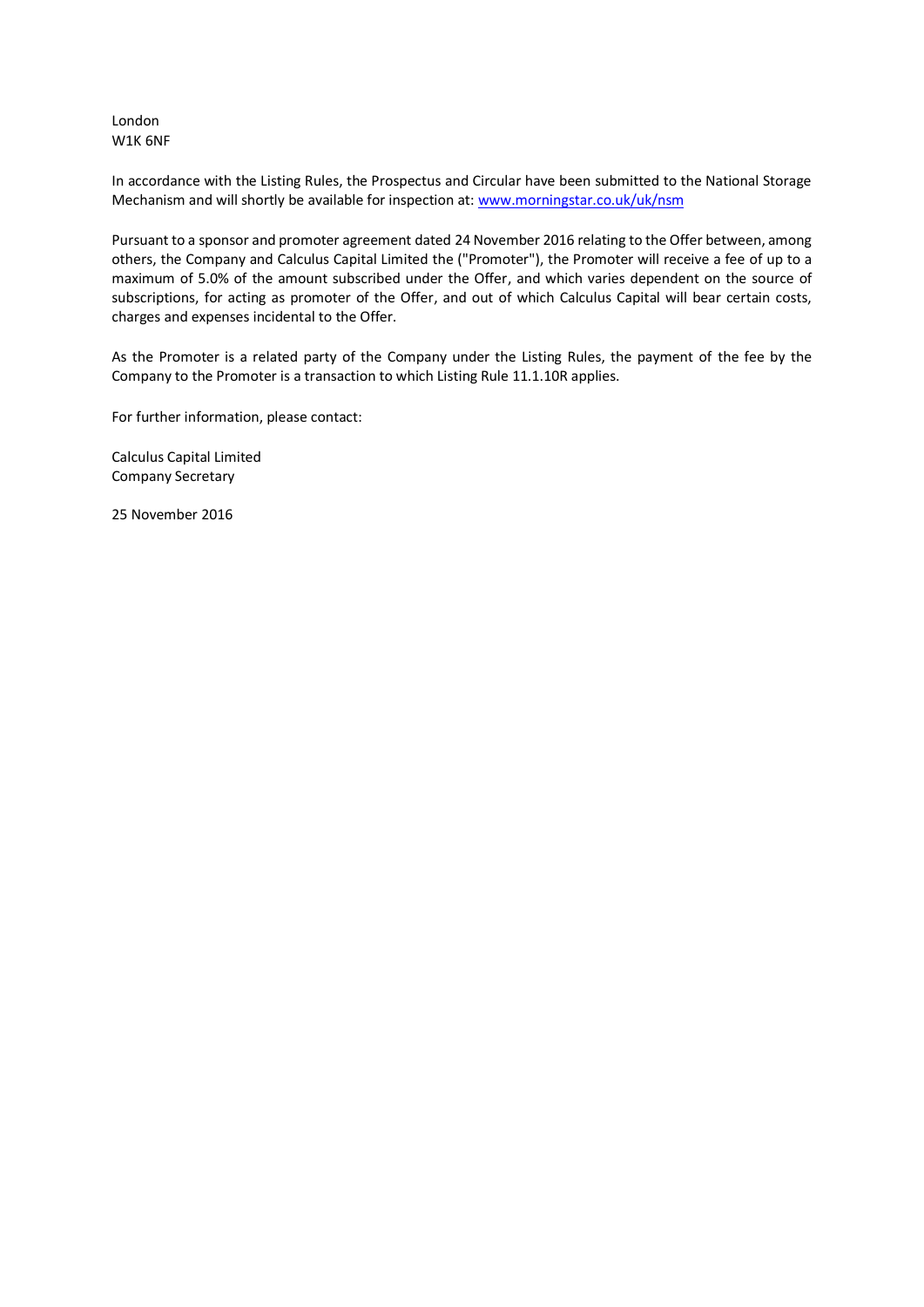London
W1K 6NF

In accordance with the Listing Rules, the Prospectus and Circular have been submitted to the National Storage Mechanism and will shortly be available for inspection at: [www.morningstar.co.uk/uk/nsm](http://www.morningstar.co.uk/uk/nsm)

Pursuant to a sponsor and promoter agreement dated 24 November 2016 relating to the Offer between, among others, the Company and Calculus Capital Limited the ("Promoter"), the Promoter will receive a fee of up to a maximum of 5.0% of the amount subscribed under the Offer, and which varies dependent on the source of subscriptions, for acting as promoter of the Offer, and out of which Calculus Capital will bear certain costs, charges and expenses incidental to the Offer.

As the Promoter is a related party of the Company under the Listing Rules, the payment of the fee by the Company to the Promoter is a transaction to which Listing Rule 11.1.10R applies.

For further information, please contact:

Calculus Capital Limited
Company Secretary

25 November 2016